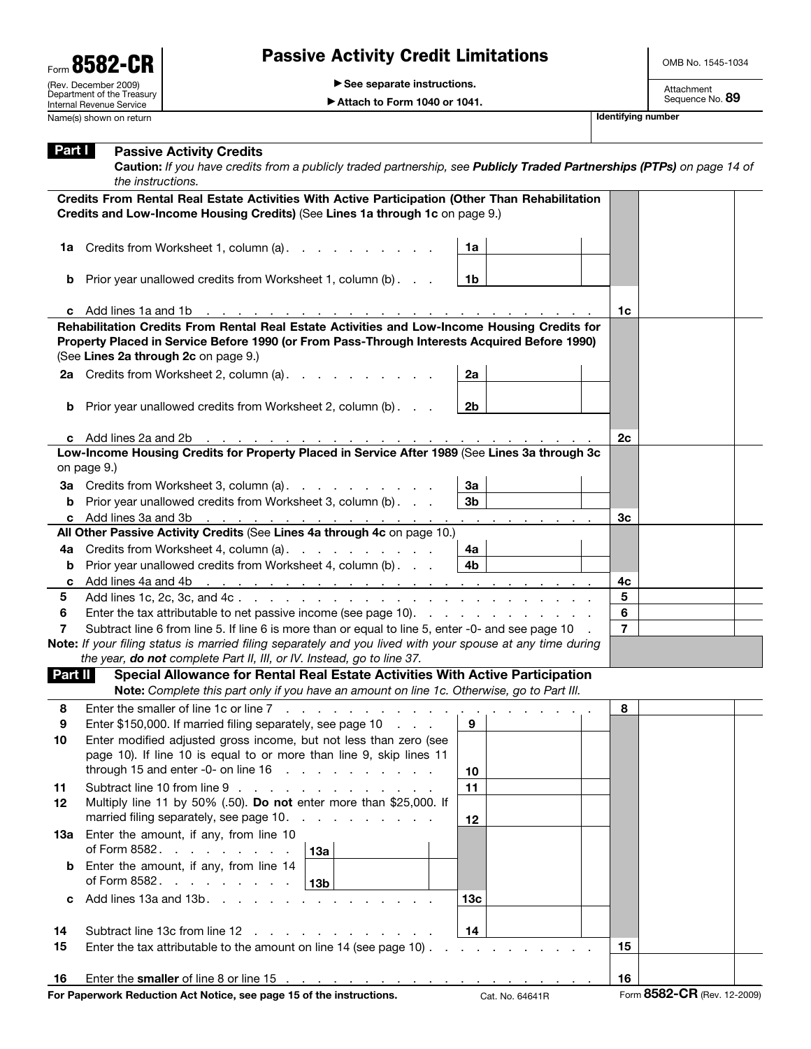Form **8582-CR**
(Rev. December 2009)
Department of the Treasury
Internal Revenue Service

# Passive Activity Credit Limitations

▶ See separate instructions.
▶ Attach to Form 1040 or 1041.

OMB No. 1545-1034

Attachment Sequence No. **89**

Name(s) shown on return | Identifying number

## Part I Passive Activity Credits

**Caution:** *If you have credits from a publicly traded partnership, see **Publicly Traded Partnerships (PTPs)** on page 14 of the instructions.*

| | | | | | |
|---|---|---|---|---|---|
| | **Credits From Rental Real Estate Activities With Active Participation (Other Than Rehabilitation Credits and Low-Income Housing Credits)** (See **Lines 1a through 1c** on page 9.) | | | | |
| **1a** | Credits from Worksheet 1, column (a) . . . . . . . . . . | 1a | | | |
| **b** | Prior year unallowed credits from Worksheet 1, column (b) . . . | 1b | | | |
| **c** | Add lines 1a and 1b . . . . . . . . . . . . . . . . . . . . . . . . . . | | | 1c | |
| | **Rehabilitation Credits From Rental Real Estate Activities and Low-Income Housing Credits for Property Placed in Service Before 1990 (or From Pass-Through Interests Acquired Before 1990)** (See **Lines 2a through 2c** on page 9.) | | | | |
| **2a** | Credits from Worksheet 2, column (a) . . . . . . . . . . | 2a | | | |
| **b** | Prior year unallowed credits from Worksheet 2, column (b) . . . | 2b | | | |
| **c** | Add lines 2a and 2b . . . . . . . . . . . . . . . . . . . . . . . . . . | | | 2c | |
| | **Low-Income Housing Credits for Property Placed in Service After 1989** (See **Lines 3a through 3c** on page 9.) | | | | |
| **3a** | Credits from Worksheet 3, column (a) . . . . . . . . . . | 3a | | | |
| **b** | Prior year unallowed credits from Worksheet 3, column (b) . . . | 3b | | | |
| **c** | Add lines 3a and 3b . . . . . . . . . . . . . . . . . . . . . . . . . . | | | 3c | |
| | **All Other Passive Activity Credits** (See **Lines 4a through 4c** on page 10.) | | | | |
| **4a** | Credits from Worksheet 4, column (a) . . . . . . . . . . | 4a | | | |
| **b** | Prior year unallowed credits from Worksheet 4, column (b) . . . | 4b | | | |
| **c** | Add lines 4a and 4b . . . . . . . . . . . . . . . . . . . . . . . . . . | | | 4c | |
| **5** | Add lines 1c, 2c, 3c, and 4c . . . . . . . . . . . . . . . . . . . . . . . . | | | 5 | |
| **6** | Enter the tax attributable to net passive income (see page 10) . . . . . . . . . . . . | | | 6 | |
| **7** | Subtract line 6 from line 5. If line 6 is more than or equal to line 5, enter -0- and see page 10 . | | | 7 | |

**Note:** *If your filing status is married filing separately and you lived with your spouse at any time during the year, **do not** complete Part II, III, or IV. Instead, go to line 37.*

## Part II Special Allowance for Rental Real Estate Activities With Active Participation

**Note:** *Complete this part only if you have an amount on line 1c. Otherwise, go to Part III.*

| | | | | | | | |
|---|---|---|---|---|---|---|---|
| **8** | Enter the smaller of line 1c or line 7 . . . . . . . . . . . . . . . . . . . | | | | | 8 | |
| **9** | Enter $150,000. If married filing separately, see page 10 . . . | | | 9 | | | |
| **10** | Enter modified adjusted gross income, but not less than zero (see page 10). If line 10 is equal to or more than line 9, skip lines 11 through 15 and enter -0- on line 16 . . . . . . . . . . | | | 10 | | | |
| **11** | Subtract line 10 from line 9 . . . . . . . . . . . . . . | | | 11 | | | |
| **12** | Multiply line 11 by 50% (.50). **Do not** enter more than $25,000. If married filing separately, see page 10 . . . . . . . . . . | | | 12 | | | |
| **13a** | Enter the amount, if any, from line 10 of Form 8582 . . . . . . . . . | 13a | | | | | |
| **b** | Enter the amount, if any, from line 14 of Form 8582 . . . . . . . . . | 13b | | | | | |
| **c** | Add lines 13a and 13b . . . . . . . . . . . . . . . . | | | 13c | | | |
| **14** | Subtract line 13c from line 12 . . . . . . . . . . . . . | | | 14 | | | |
| **15** | Enter the tax attributable to the amount on line 14 (see page 10) . . . . . . . . . . | | | | | 15 | |
| **16** | Enter the **smaller** of line 8 or line 15 . . . . . . . . . . . . . . . . . . | | | | | 16 | |

For Paperwork Reduction Act Notice, see page 15 of the instructions. Cat. No. 64641R Form **8582-CR** (Rev. 12-2009)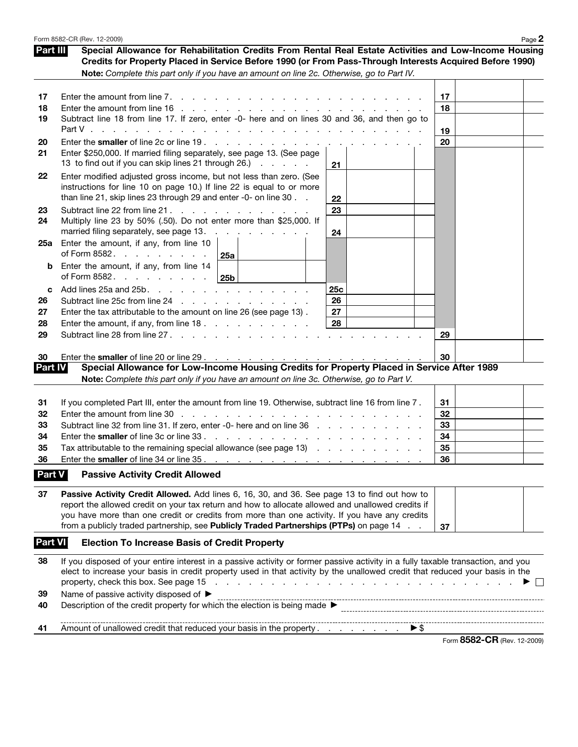## Part III Special Allowance for Rehabilitation Credits From Rental Real Estate Activities and Low-Income Housing Credits for Property Placed in Service Before 1990 (or From Pass-Through Interests Acquired Before 1990)

**Note:** *Complete this part only if you have an amount on line 2c. Otherwise, go to Part IV.*

| | | | | | | |
|---|---|---|---|---|---|---|
| 17 | Enter the amount from line 7 | | | | 17 | |
| 18 | Enter the amount from line 16 | | | | 18 | |
| 19 | Subtract line 18 from line 17. If zero, enter -0- here and on lines 30 and 36, and then go to Part V | | | | 19 | |
| 20 | Enter the **smaller** of line 2c or line 19 | | | | 20 | |
| 21 | Enter $250,000. If married filing separately, see page 13. (See page 13 to find out if you can skip lines 21 through 26.) | | 21 | | | |
| 22 | Enter modified adjusted gross income, but not less than zero. (See instructions for line 10 on page 10.) If line 22 is equal to or more than line 21, skip lines 23 through 29 and enter -0- on line 30 | | 22 | | | |
| 23 | Subtract line 22 from line 21 | | 23 | | | |
| 24 | Multiply line 23 by 50% (.50). Do not enter more than $25,000. If married filing separately, see page 13 | | 24 | | | |
| 25a | Enter the amount, if any, from line 10 of Form 8582 | 25a | | | | |
| b | Enter the amount, if any, from line 14 of Form 8582 | 25b | | | | |
| c | Add lines 25a and 25b | | 25c | | | |
| 26 | Subtract line 25c from line 24 | | 26 | | | |
| 27 | Enter the tax attributable to the amount on line 26 (see page 13) | | 27 | | | |
| 28 | Enter the amount, if any, from line 18 | | 28 | | | |
| 29 | Subtract line 28 from line 27 | | | | 29 | |
| 30 | Enter the **smaller** of line 20 or line 29 | | | | 30 | |

## Part IV Special Allowance for Low-Income Housing Credits for Property Placed in Service After 1989

**Note:** *Complete this part only if you have an amount on line 3c. Otherwise, go to Part V.*

| | | | |
|---|---|---|---|
| 31 | If you completed Part III, enter the amount from line 19. Otherwise, subtract line 16 from line 7 | 31 | |
| 32 | Enter the amount from line 30 | 32 | |
| 33 | Subtract line 32 from line 31. If zero, enter -0- here and on line 36 | 33 | |
| 34 | Enter the **smaller** of line 3c or line 33 | 34 | |
| 35 | Tax attributable to the remaining special allowance (see page 13) | 35 | |
| 36 | Enter the **smaller** of line 34 or line 35 | 36 | |

## Part V Passive Activity Credit Allowed

| | | | |
|---|---|---|---|
| 37 | **Passive Activity Credit Allowed.** Add lines 6, 16, 30, and 36. See page 13 to find out how to report the allowed credit on your tax return and how to allocate allowed and unallowed credits if you have more than one credit or credits from more than one activity. If you have any credits from a publicly traded partnership, see **Publicly Traded Partnerships (PTPs)** on page 14 | 37 | |

## Part VI Election To Increase Basis of Credit Property

38 If you disposed of your entire interest in a passive activity or former passive activity in a fully taxable transaction, and you elect to increase your basis in credit property used in that activity by the unallowed credit that reduced your basis in the property, check this box. See page 15 ▶ ☐

39 Name of passive activity disposed of ▶

40 Description of the credit property for which the election is being made ▶

41 Amount of unallowed credit that reduced your basis in the property ▶$

Form **8582-CR** (Rev. 12-2009)